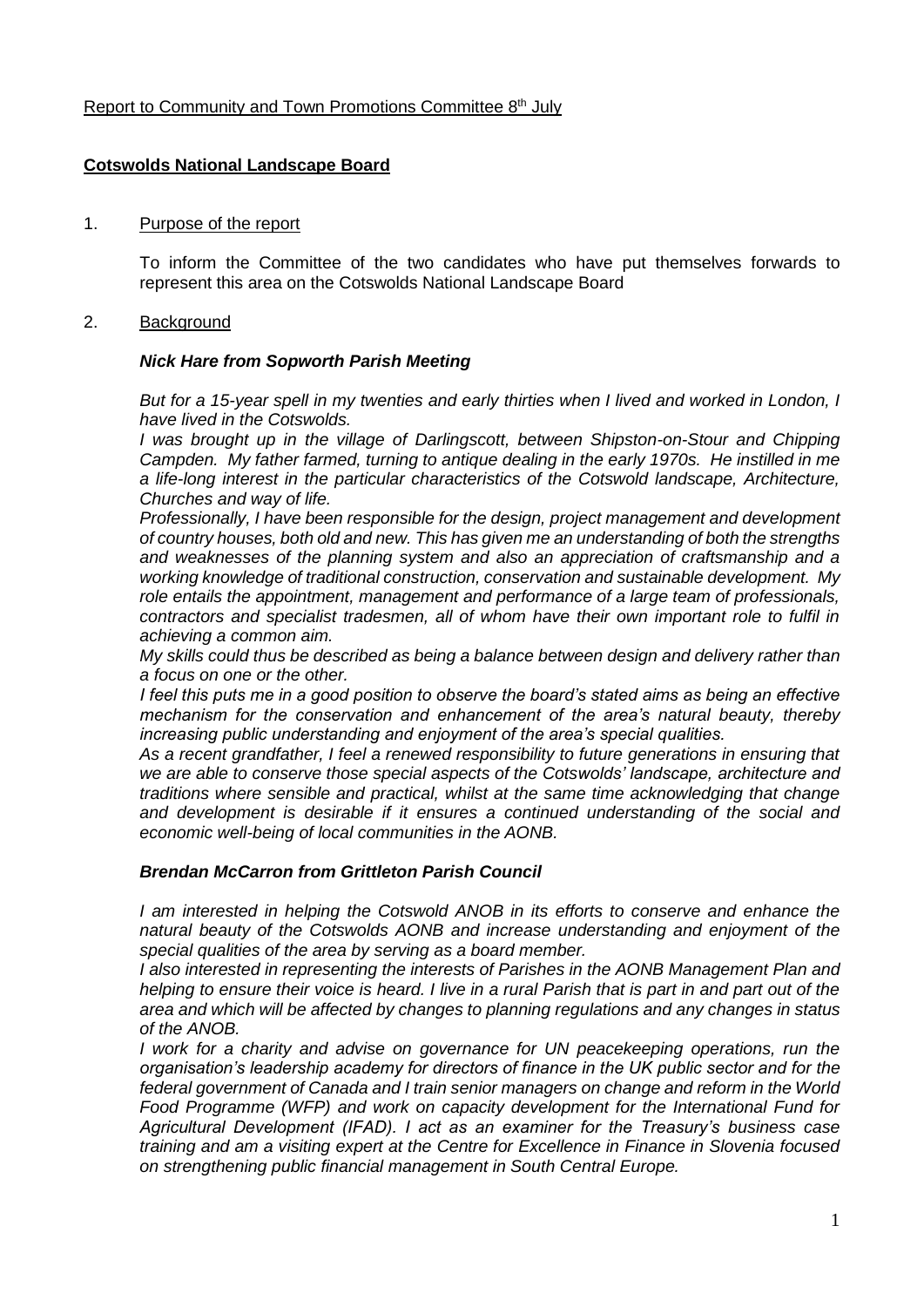Report to Community and Town Promotions Committee 8th July

**Cotswolds National Landscape Board**

1. Purpose of the report

To inform the Committee of the two candidates who have put themselves forwards to represent this area on the Cotswolds National Landscape Board

2. Background

***Nick Hare from Sopworth Parish Meeting***

*But for a 15-year spell in my twenties and early thirties when I lived and worked in London, I have lived in the Cotswolds.*

*I was brought up in the village of Darlingscott, between Shipston-on-Stour and Chipping Campden. My father farmed, turning to antique dealing in the early 1970s. He instilled in me a life-long interest in the particular characteristics of the Cotswold landscape, Architecture, Churches and way of life.*

*Professionally, I have been responsible for the design, project management and development of country houses, both old and new. This has given me an understanding of both the strengths and weaknesses of the planning system and also an appreciation of craftsmanship and a working knowledge of traditional construction, conservation and sustainable development. My role entails the appointment, management and performance of a large team of professionals, contractors and specialist tradesmen, all of whom have their own important role to fulfil in achieving a common aim.*

*My skills could thus be described as being a balance between design and delivery rather than a focus on one or the other.*

*I feel this puts me in a good position to observe the board's stated aims as being an effective mechanism for the conservation and enhancement of the area's natural beauty, thereby increasing public understanding and enjoyment of the area's special qualities.*

*As a recent grandfather, I feel a renewed responsibility to future generations in ensuring that we are able to conserve those special aspects of the Cotswolds' landscape, architecture and traditions where sensible and practical, whilst at the same time acknowledging that change and development is desirable if it ensures a continued understanding of the social and economic well-being of local communities in the AONB.*

***Brendan McCarron from Grittleton Parish Council***

*I am interested in helping the Cotswold ANOB in its efforts to conserve and enhance the natural beauty of the Cotswolds AONB and increase understanding and enjoyment of the special qualities of the area by serving as a board member.*

*I also interested in representing the interests of Parishes in the AONB Management Plan and helping to ensure their voice is heard. I live in a rural Parish that is part in and part out of the area and which will be affected by changes to planning regulations and any changes in status of the ANOB.*

*I work for a charity and advise on governance for UN peacekeeping operations, run the organisation's leadership academy for directors of finance in the UK public sector and for the federal government of Canada and I train senior managers on change and reform in the World Food Programme (WFP) and work on capacity development for the International Fund for Agricultural Development (IFAD). I act as an examiner for the Treasury's business case training and am a visiting expert at the Centre for Excellence in Finance in Slovenia focused on strengthening public financial management in South Central Europe.*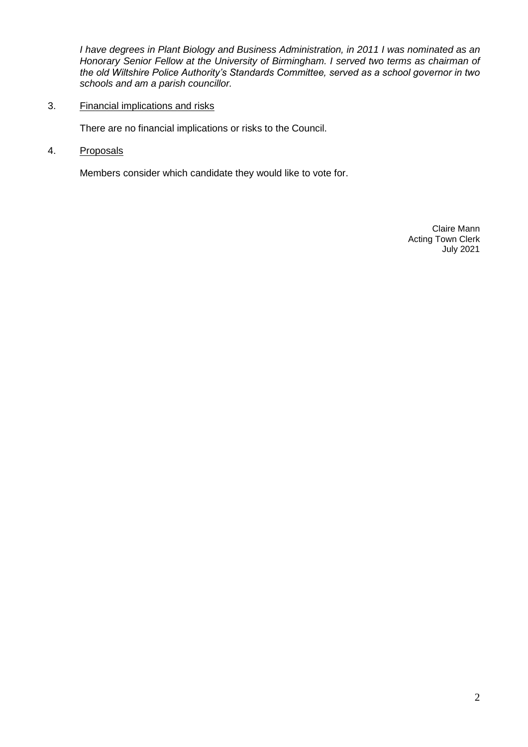*I have degrees in Plant Biology and Business Administration, in 2011 I was nominated as an Honorary Senior Fellow at the University of Birmingham. I served two terms as chairman of the old Wiltshire Police Authority's Standards Committee, served as a school governor in two schools and am a parish councillor.*

3. Financial implications and risks

There are no financial implications or risks to the Council.

4. Proposals

Members consider which candidate they would like to vote for.

Claire Mann
Acting Town Clerk
July 2021